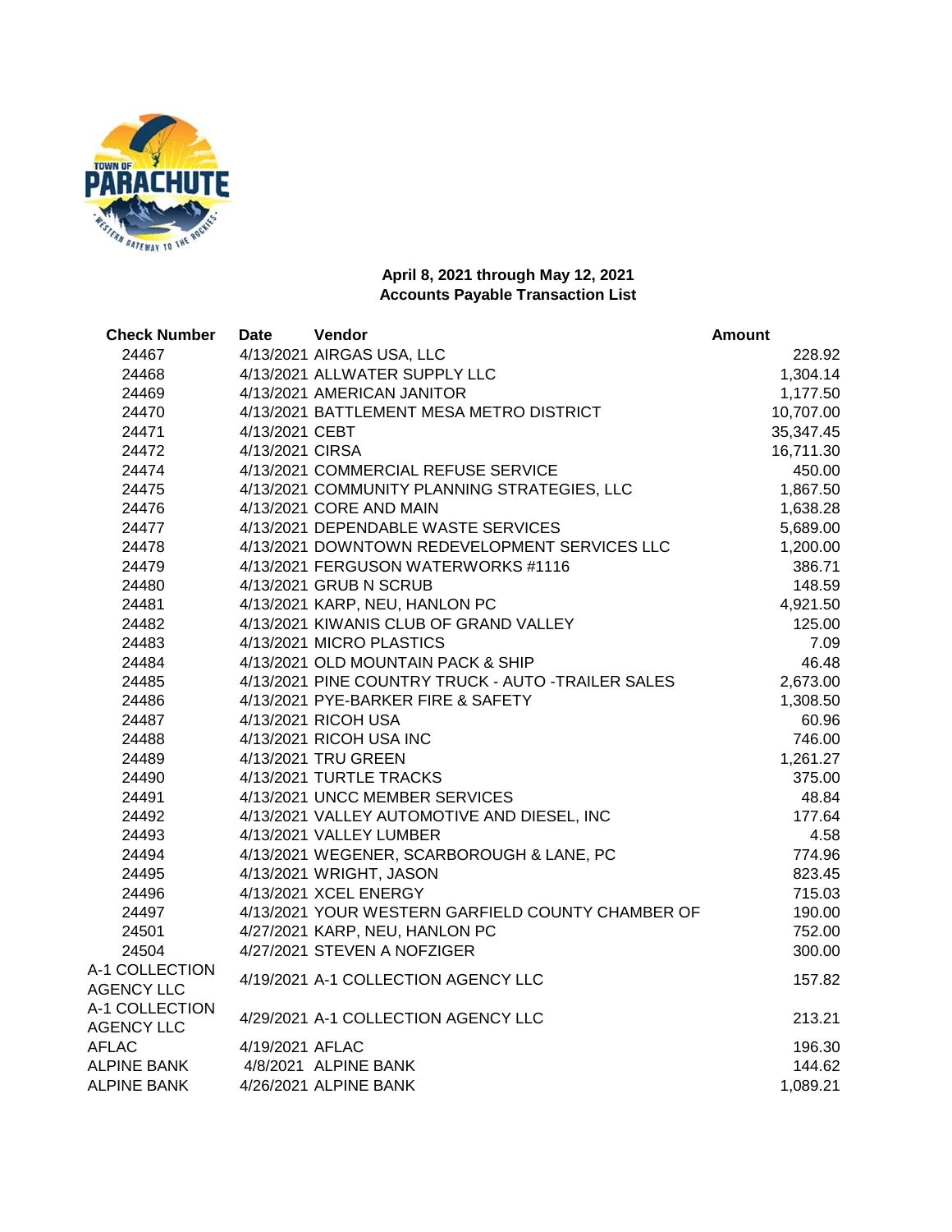**April 8, 2021 through May 12, 2021**
**Accounts Payable Transaction List**

| Check Number | Date | Vendor | Amount |
|---|---|---|---|
| 24467 | 4/13/2021 | AIRGAS USA, LLC | 228.92 |
| 24468 | 4/13/2021 | ALLWATER SUPPLY LLC | 1,304.14 |
| 24469 | 4/13/2021 | AMERICAN JANITOR | 1,177.50 |
| 24470 | 4/13/2021 | BATTLEMENT MESA METRO DISTRICT | 10,707.00 |
| 24471 | 4/13/2021 | CEBT | 35,347.45 |
| 24472 | 4/13/2021 | CIRSA | 16,711.30 |
| 24474 | 4/13/2021 | COMMERCIAL REFUSE SERVICE | 450.00 |
| 24475 | 4/13/2021 | COMMUNITY PLANNING STRATEGIES, LLC | 1,867.50 |
| 24476 | 4/13/2021 | CORE AND MAIN | 1,638.28 |
| 24477 | 4/13/2021 | DEPENDABLE WASTE SERVICES | 5,689.00 |
| 24478 | 4/13/2021 | DOWNTOWN REDEVELOPMENT SERVICES LLC | 1,200.00 |
| 24479 | 4/13/2021 | FERGUSON WATERWORKS #1116 | 386.71 |
| 24480 | 4/13/2021 | GRUB N SCRUB | 148.59 |
| 24481 | 4/13/2021 | KARP, NEU, HANLON PC | 4,921.50 |
| 24482 | 4/13/2021 | KIWANIS CLUB OF GRAND VALLEY | 125.00 |
| 24483 | 4/13/2021 | MICRO PLASTICS | 7.09 |
| 24484 | 4/13/2021 | OLD MOUNTAIN PACK & SHIP | 46.48 |
| 24485 | 4/13/2021 | PINE COUNTRY TRUCK - AUTO -TRAILER SALES | 2,673.00 |
| 24486 | 4/13/2021 | PYE-BARKER FIRE & SAFETY | 1,308.50 |
| 24487 | 4/13/2021 | RICOH USA | 60.96 |
| 24488 | 4/13/2021 | RICOH USA INC | 746.00 |
| 24489 | 4/13/2021 | TRU GREEN | 1,261.27 |
| 24490 | 4/13/2021 | TURTLE TRACKS | 375.00 |
| 24491 | 4/13/2021 | UNCC MEMBER SERVICES | 48.84 |
| 24492 | 4/13/2021 | VALLEY AUTOMOTIVE AND DIESEL, INC | 177.64 |
| 24493 | 4/13/2021 | VALLEY LUMBER | 4.58 |
| 24494 | 4/13/2021 | WEGENER, SCARBOROUGH & LANE, PC | 774.96 |
| 24495 | 4/13/2021 | WRIGHT, JASON | 823.45 |
| 24496 | 4/13/2021 | XCEL ENERGY | 715.03 |
| 24497 | 4/13/2021 | YOUR WESTERN GARFIELD COUNTY CHAMBER OF | 190.00 |
| 24501 | 4/27/2021 | KARP, NEU, HANLON PC | 752.00 |
| 24504 | 4/27/2021 | STEVEN A NOFZIGER | 300.00 |
| A-1 COLLECTION AGENCY LLC | 4/19/2021 | A-1 COLLECTION AGENCY LLC | 157.82 |
| A-1 COLLECTION AGENCY LLC | 4/29/2021 | A-1 COLLECTION AGENCY LLC | 213.21 |
| AFLAC | 4/19/2021 | AFLAC | 196.30 |
| ALPINE BANK | 4/8/2021 | ALPINE BANK | 144.62 |
| ALPINE BANK | 4/26/2021 | ALPINE BANK | 1,089.21 |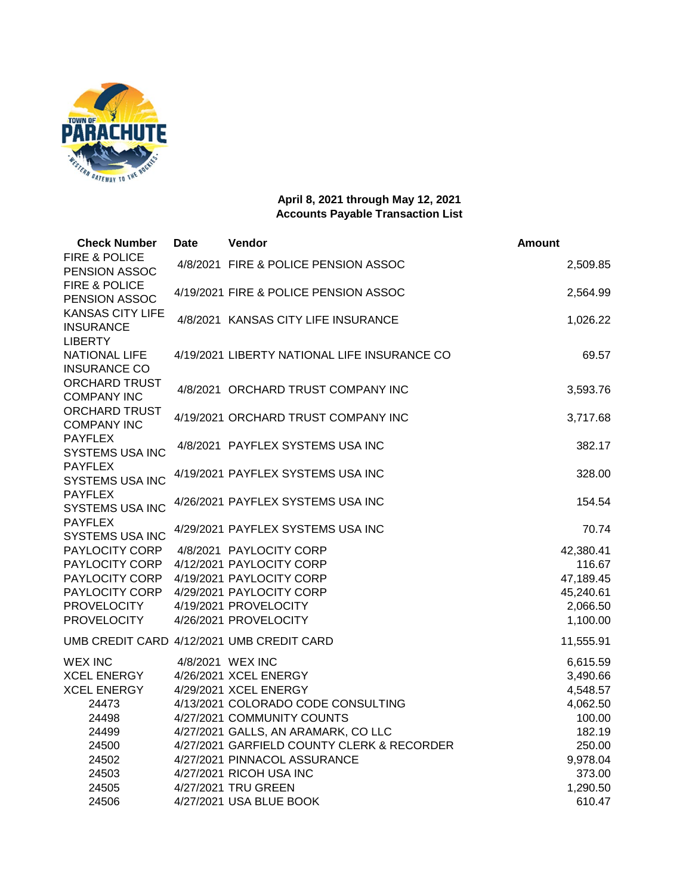**April 8, 2021 through May 12, 2021**
**Accounts Payable Transaction List**

| Check Number | Date | Vendor | Amount |
|---|---|---|---|
| FIRE & POLICE PENSION ASSOC | 4/8/2021 | FIRE & POLICE PENSION ASSOC | 2,509.85 |
| FIRE & POLICE PENSION ASSOC | 4/19/2021 | FIRE & POLICE PENSION ASSOC | 2,564.99 |
| KANSAS CITY LIFE INSURANCE | 4/8/2021 | KANSAS CITY LIFE INSURANCE | 1,026.22 |
| LIBERTY NATIONAL LIFE INSURANCE CO | 4/19/2021 | LIBERTY NATIONAL LIFE INSURANCE CO | 69.57 |
| ORCHARD TRUST COMPANY INC | 4/8/2021 | ORCHARD TRUST COMPANY INC | 3,593.76 |
| ORCHARD TRUST COMPANY INC | 4/19/2021 | ORCHARD TRUST COMPANY INC | 3,717.68 |
| PAYFLEX SYSTEMS USA INC | 4/8/2021 | PAYFLEX SYSTEMS USA INC | 382.17 |
| PAYFLEX SYSTEMS USA INC | 4/19/2021 | PAYFLEX SYSTEMS USA INC | 328.00 |
| PAYFLEX SYSTEMS USA INC | 4/26/2021 | PAYFLEX SYSTEMS USA INC | 154.54 |
| PAYFLEX SYSTEMS USA INC | 4/29/2021 | PAYFLEX SYSTEMS USA INC | 70.74 |
| PAYLOCITY CORP | 4/8/2021 | PAYLOCITY CORP | 42,380.41 |
| PAYLOCITY CORP | 4/12/2021 | PAYLOCITY CORP | 116.67 |
| PAYLOCITY CORP | 4/19/2021 | PAYLOCITY CORP | 47,189.45 |
| PAYLOCITY CORP | 4/29/2021 | PAYLOCITY CORP | 45,240.61 |
| PROVELOCITY | 4/19/2021 | PROVELOCITY | 2,066.50 |
| PROVELOCITY | 4/26/2021 | PROVELOCITY | 1,100.00 |
| UMB CREDIT CARD | 4/12/2021 | UMB CREDIT CARD | 11,555.91 |
| WEX INC | 4/8/2021 | WEX INC | 6,615.59 |
| XCEL ENERGY | 4/26/2021 | XCEL ENERGY | 3,490.66 |
| XCEL ENERGY | 4/29/2021 | XCEL ENERGY | 4,548.57 |
| 24473 | 4/13/2021 | COLORADO CODE CONSULTING | 4,062.50 |
| 24498 | 4/27/2021 | COMMUNITY COUNTS | 100.00 |
| 24499 | 4/27/2021 | GALLS, AN ARAMARK, CO LLC | 182.19 |
| 24500 | 4/27/2021 | GARFIELD COUNTY CLERK & RECORDER | 250.00 |
| 24502 | 4/27/2021 | PINNACOL ASSURANCE | 9,978.04 |
| 24503 | 4/27/2021 | RICOH USA INC | 373.00 |
| 24505 | 4/27/2021 | TRU GREEN | 1,290.50 |
| 24506 | 4/27/2021 | USA BLUE BOOK | 610.47 |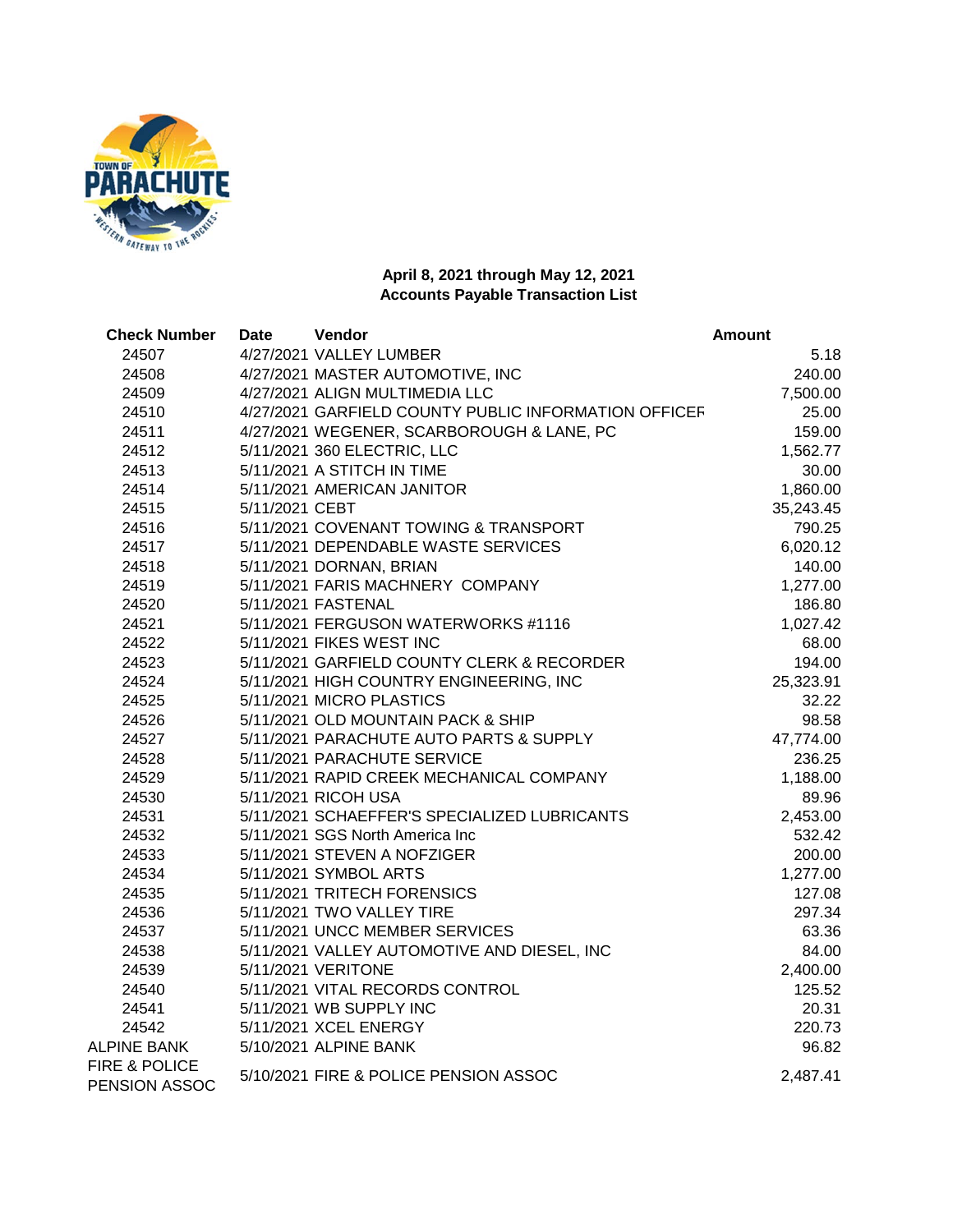**April 8, 2021 through May 12, 2021**
**Accounts Payable Transaction List**

| Check Number | Date | Vendor | Amount |
|---|---|---|---|
| 24507 | 4/27/2021 | VALLEY LUMBER | 5.18 |
| 24508 | 4/27/2021 | MASTER AUTOMOTIVE, INC | 240.00 |
| 24509 | 4/27/2021 | ALIGN MULTIMEDIA LLC | 7,500.00 |
| 24510 | 4/27/2021 | GARFIELD COUNTY PUBLIC INFORMATION OFFICEF | 25.00 |
| 24511 | 4/27/2021 | WEGENER, SCARBOROUGH & LANE, PC | 159.00 |
| 24512 | 5/11/2021 | 360 ELECTRIC, LLC | 1,562.77 |
| 24513 | 5/11/2021 | A STITCH IN TIME | 30.00 |
| 24514 | 5/11/2021 | AMERICAN JANITOR | 1,860.00 |
| 24515 | 5/11/2021 | CEBT | 35,243.45 |
| 24516 | 5/11/2021 | COVENANT TOWING & TRANSPORT | 790.25 |
| 24517 | 5/11/2021 | DEPENDABLE WASTE SERVICES | 6,020.12 |
| 24518 | 5/11/2021 | DORNAN, BRIAN | 140.00 |
| 24519 | 5/11/2021 | FARIS MACHNERY COMPANY | 1,277.00 |
| 24520 | 5/11/2021 | FASTENAL | 186.80 |
| 24521 | 5/11/2021 | FERGUSON WATERWORKS #1116 | 1,027.42 |
| 24522 | 5/11/2021 | FIKES WEST INC | 68.00 |
| 24523 | 5/11/2021 | GARFIELD COUNTY CLERK & RECORDER | 194.00 |
| 24524 | 5/11/2021 | HIGH COUNTRY ENGINEERING, INC | 25,323.91 |
| 24525 | 5/11/2021 | MICRO PLASTICS | 32.22 |
| 24526 | 5/11/2021 | OLD MOUNTAIN PACK & SHIP | 98.58 |
| 24527 | 5/11/2021 | PARACHUTE AUTO PARTS & SUPPLY | 47,774.00 |
| 24528 | 5/11/2021 | PARACHUTE SERVICE | 236.25 |
| 24529 | 5/11/2021 | RAPID CREEK MECHANICAL COMPANY | 1,188.00 |
| 24530 | 5/11/2021 | RICOH USA | 89.96 |
| 24531 | 5/11/2021 | SCHAEFFER'S SPECIALIZED LUBRICANTS | 2,453.00 |
| 24532 | 5/11/2021 | SGS North America Inc | 532.42 |
| 24533 | 5/11/2021 | STEVEN A NOFZIGER | 200.00 |
| 24534 | 5/11/2021 | SYMBOL ARTS | 1,277.00 |
| 24535 | 5/11/2021 | TRITECH FORENSICS | 127.08 |
| 24536 | 5/11/2021 | TWO VALLEY TIRE | 297.34 |
| 24537 | 5/11/2021 | UNCC MEMBER SERVICES | 63.36 |
| 24538 | 5/11/2021 | VALLEY AUTOMOTIVE AND DIESEL, INC | 84.00 |
| 24539 | 5/11/2021 | VERITONE | 2,400.00 |
| 24540 | 5/11/2021 | VITAL RECORDS CONTROL | 125.52 |
| 24541 | 5/11/2021 | WB SUPPLY INC | 20.31 |
| 24542 | 5/11/2021 | XCEL ENERGY | 220.73 |
| ALPINE BANK | 5/10/2021 | ALPINE BANK | 96.82 |
| FIRE & POLICE PENSION ASSOC | 5/10/2021 | FIRE & POLICE PENSION ASSOC | 2,487.41 |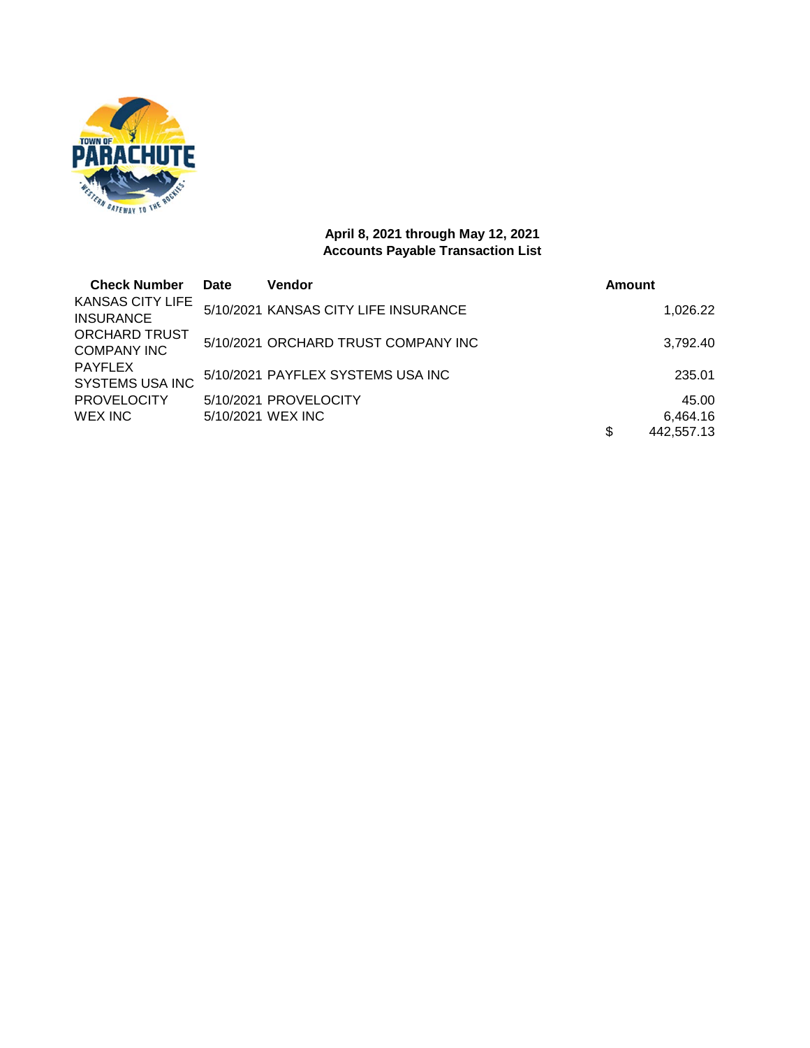**April 8, 2021 through May 12, 2021**
**Accounts Payable Transaction List**

| Check Number | Date | Vendor | Amount |
|---|---|---|---|
| KANSAS CITY LIFE INSURANCE | 5/10/2021 | KANSAS CITY LIFE INSURANCE | 1,026.22 |
| ORCHARD TRUST COMPANY INC | 5/10/2021 | ORCHARD TRUST COMPANY INC | 3,792.40 |
| PAYFLEX SYSTEMS USA INC | 5/10/2021 | PAYFLEX SYSTEMS USA INC | 235.01 |
| PROVELOCITY | 5/10/2021 | PROVELOCITY | 45.00 |
| WEX INC | 5/10/2021 | WEX INC | 6,464.16 |
| | | | $ 442,557.13 |